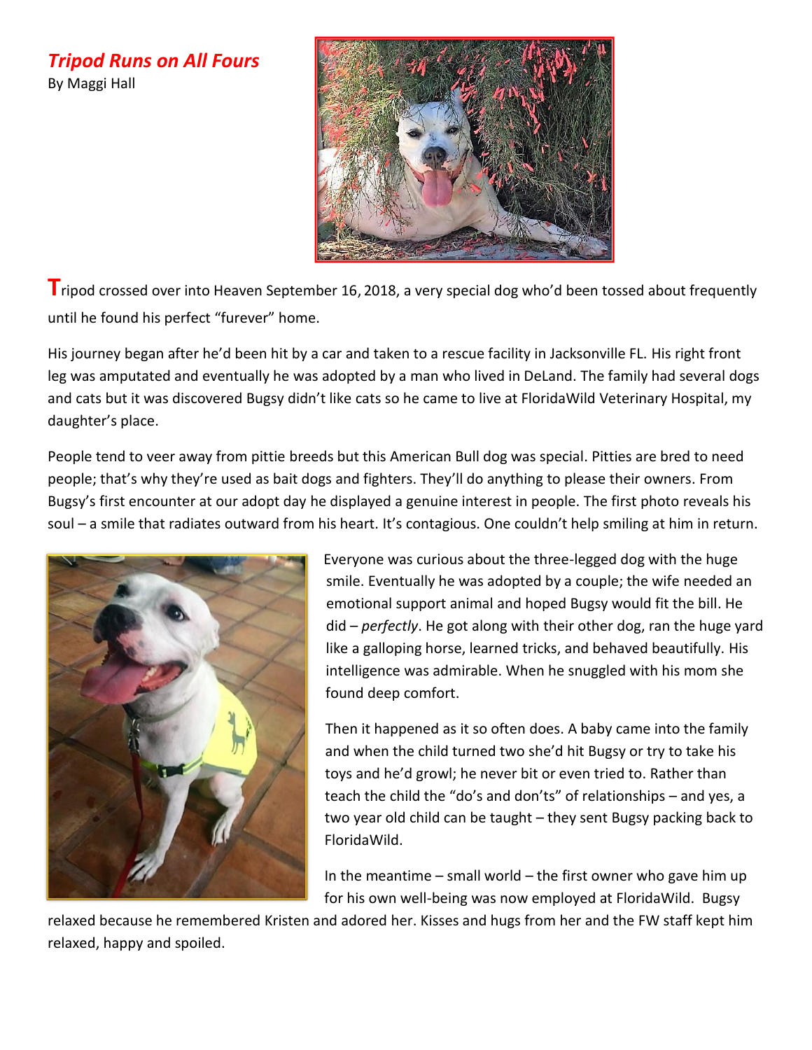# *Tripod Runs on All Fours*

By Maggi Hall

Tripod crossed over into Heaven September 16, 2018, a very special dog who'd been tossed about frequently until he found his perfect "furever" home.

His journey began after he'd been hit by a car and taken to a rescue facility in Jacksonville FL. His right front leg was amputated and eventually he was adopted by a man who lived in DeLand. The family had several dogs and cats but it was discovered Bugsy didn't like cats so he came to live at FloridaWild Veterinary Hospital, my daughter's place.

People tend to veer away from pittie breeds but this American Bull dog was special. Pitties are bred to need people; that's why they're used as bait dogs and fighters. They'll do anything to please their owners. From Bugsy's first encounter at our adopt day he displayed a genuine interest in people. The first photo reveals his soul – a smile that radiates outward from his heart. It's contagious. One couldn't help smiling at him in return.

Everyone was curious about the three-legged dog with the huge smile. Eventually he was adopted by a couple; the wife needed an emotional support animal and hoped Bugsy would fit the bill. He did – *perfectly*. He got along with their other dog, ran the huge yard like a galloping horse, learned tricks, and behaved beautifully. His intelligence was admirable. When he snuggled with his mom she found deep comfort.

Then it happened as it so often does. A baby came into the family and when the child turned two she'd hit Bugsy or try to take his toys and he'd growl; he never bit or even tried to. Rather than teach the child the "do's and don'ts" of relationships – and yes, a two year old child can be taught – they sent Bugsy packing back to FloridaWild.

In the meantime – small world – the first owner who gave him up for his own well-being was now employed at FloridaWild. Bugsy relaxed because he remembered Kristen and adored her. Kisses and hugs from her and the FW staff kept him relaxed, happy and spoiled.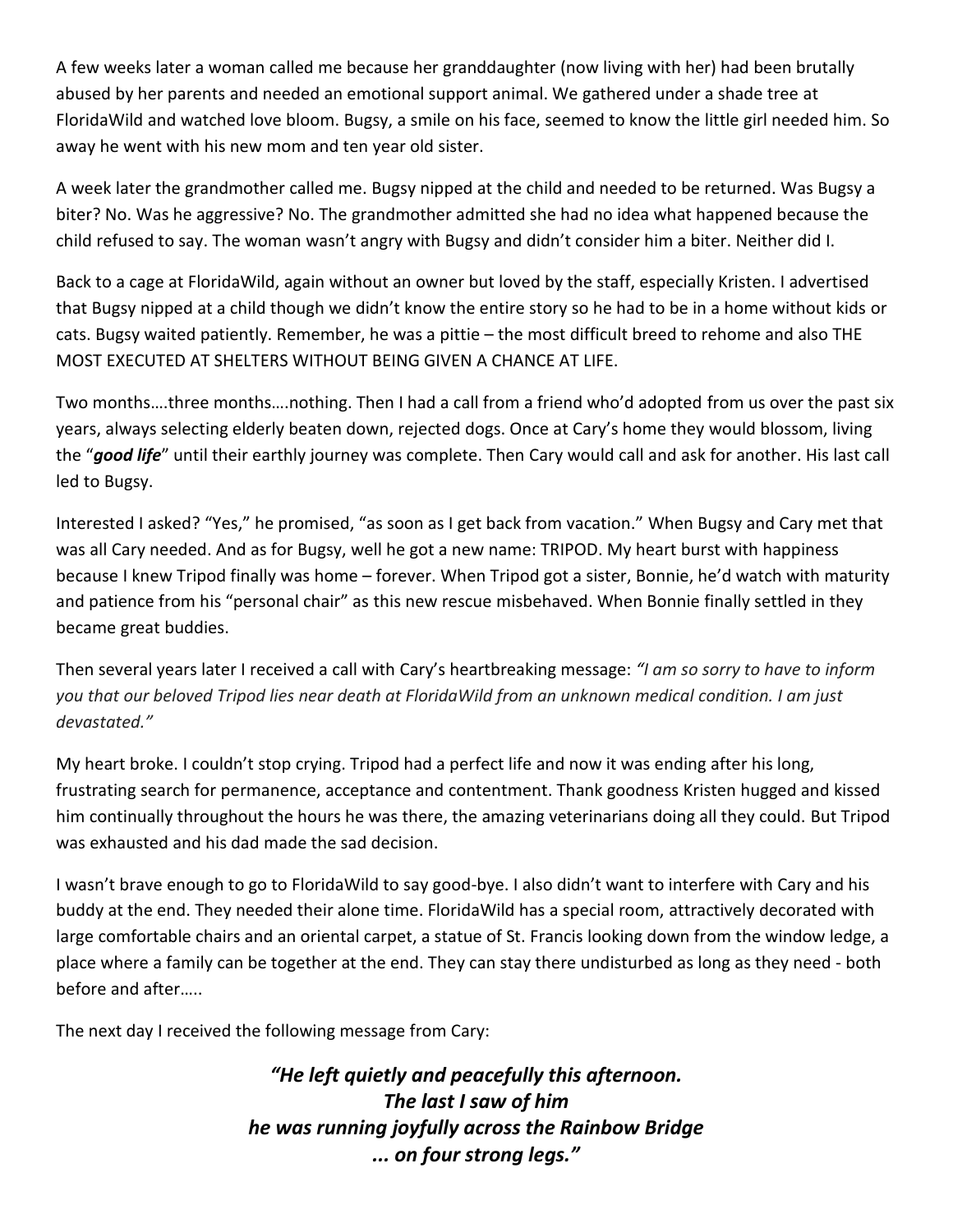A few weeks later a woman called me because her granddaughter (now living with her) had been brutally abused by her parents and needed an emotional support animal. We gathered under a shade tree at FloridaWild and watched love bloom. Bugsy, a smile on his face, seemed to know the little girl needed him. So away he went with his new mom and ten year old sister.

A week later the grandmother called me. Bugsy nipped at the child and needed to be returned. Was Bugsy a biter? No. Was he aggressive? No. The grandmother admitted she had no idea what happened because the child refused to say. The woman wasn't angry with Bugsy and didn't consider him a biter. Neither did I.

Back to a cage at FloridaWild, again without an owner but loved by the staff, especially Kristen. I advertised that Bugsy nipped at a child though we didn't know the entire story so he had to be in a home without kids or cats. Bugsy waited patiently. Remember, he was a pittie – the most difficult breed to rehome and also THE MOST EXECUTED AT SHELTERS WITHOUT BEING GIVEN A CHANCE AT LIFE.

Two months….three months….nothing. Then I had a call from a friend who'd adopted from us over the past six years, always selecting elderly beaten down, rejected dogs. Once at Cary's home they would blossom, living the "***good life***" until their earthly journey was complete. Then Cary would call and ask for another. His last call led to Bugsy.

Interested I asked? "Yes," he promised, "as soon as I get back from vacation." When Bugsy and Cary met that was all Cary needed. And as for Bugsy, well he got a new name: TRIPOD. My heart burst with happiness because I knew Tripod finally was home – forever. When Tripod got a sister, Bonnie, he'd watch with maturity and patience from his "personal chair" as this new rescue misbehaved. When Bonnie finally settled in they became great buddies.

Then several years later I received a call with Cary's heartbreaking message: *"I am so sorry to have to inform you that our beloved Tripod lies near death at FloridaWild from an unknown medical condition. I am just devastated."*

My heart broke. I couldn't stop crying. Tripod had a perfect life and now it was ending after his long, frustrating search for permanence, acceptance and contentment. Thank goodness Kristen hugged and kissed him continually throughout the hours he was there, the amazing veterinarians doing all they could. But Tripod was exhausted and his dad made the sad decision.

I wasn't brave enough to go to FloridaWild to say good-bye. I also didn't want to interfere with Cary and his buddy at the end. They needed their alone time. FloridaWild has a special room, attractively decorated with large comfortable chairs and an oriental carpet, a statue of St. Francis looking down from the window ledge, a place where a family can be together at the end. They can stay there undisturbed as long as they need - both before and after…..

The next day I received the following message from Cary:

***"He left quietly and peacefully this afternoon.***
***The last I saw of him***
***he was running joyfully across the Rainbow Bridge***
***... on four strong legs."***